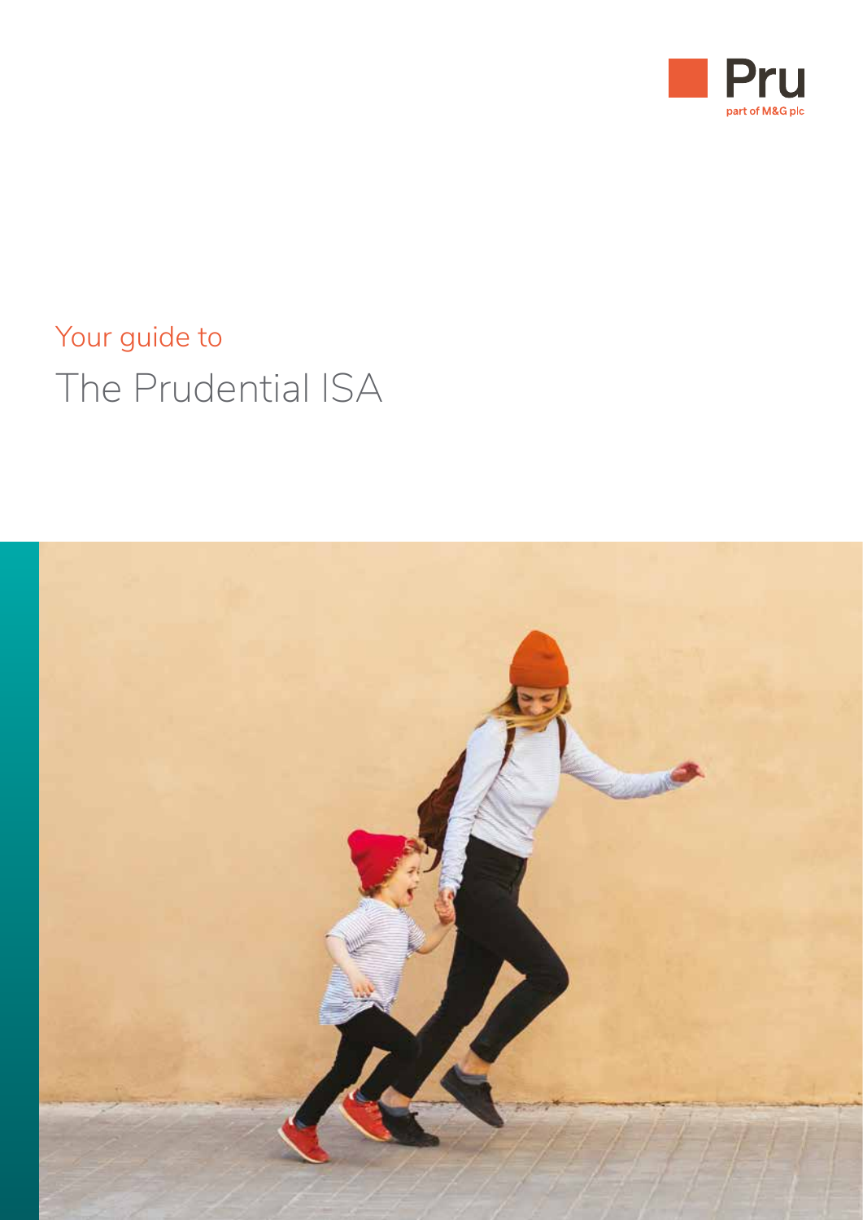Pru

part of M&G plc

# Your guide to

# The Prudential ISA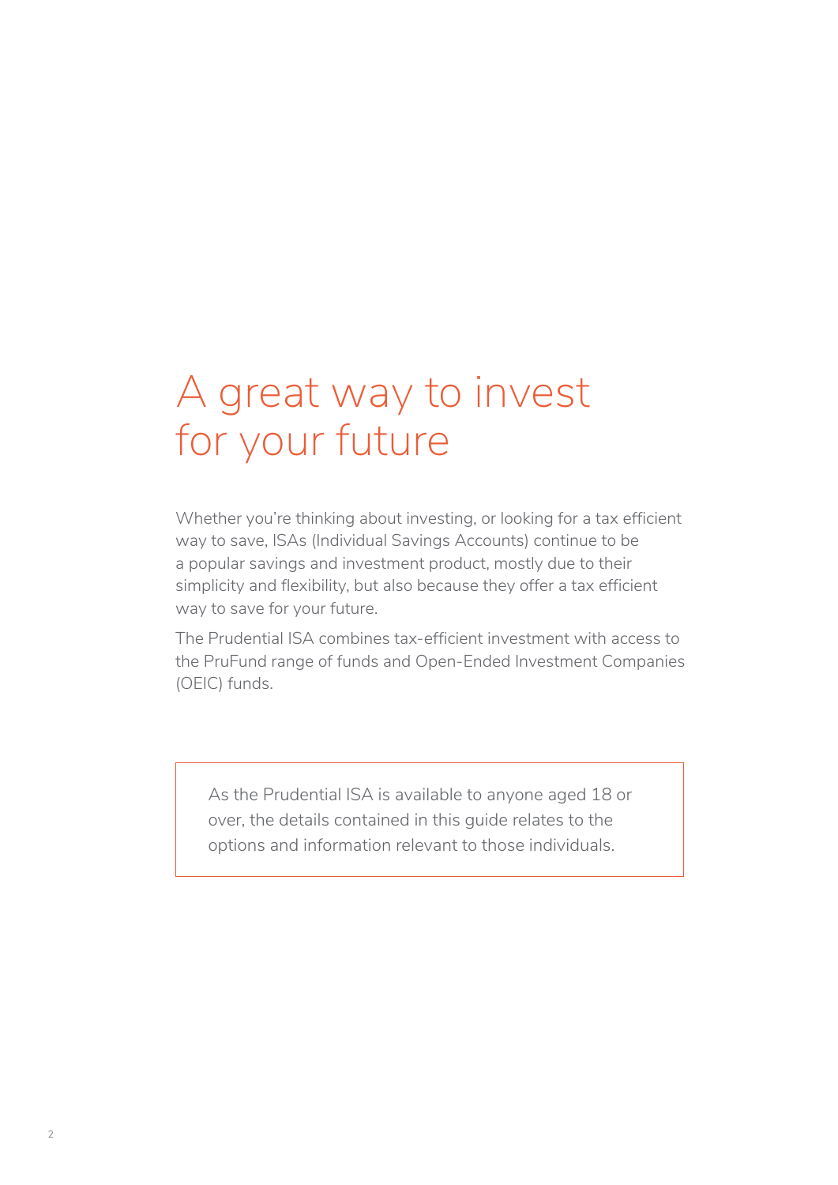# A great way to invest for your future

Whether you're thinking about investing, or looking for a tax efficient way to save, ISAs (Individual Savings Accounts) continue to be a popular savings and investment product, mostly due to their simplicity and flexibility, but also because they offer a tax efficient way to save for your future.

The Prudential ISA combines tax-efficient investment with access to the PruFund range of funds and Open-Ended Investment Companies (OEIC) funds.

As the Prudential ISA is available to anyone aged 18 or over, the details contained in this guide relates to the options and information relevant to those individuals.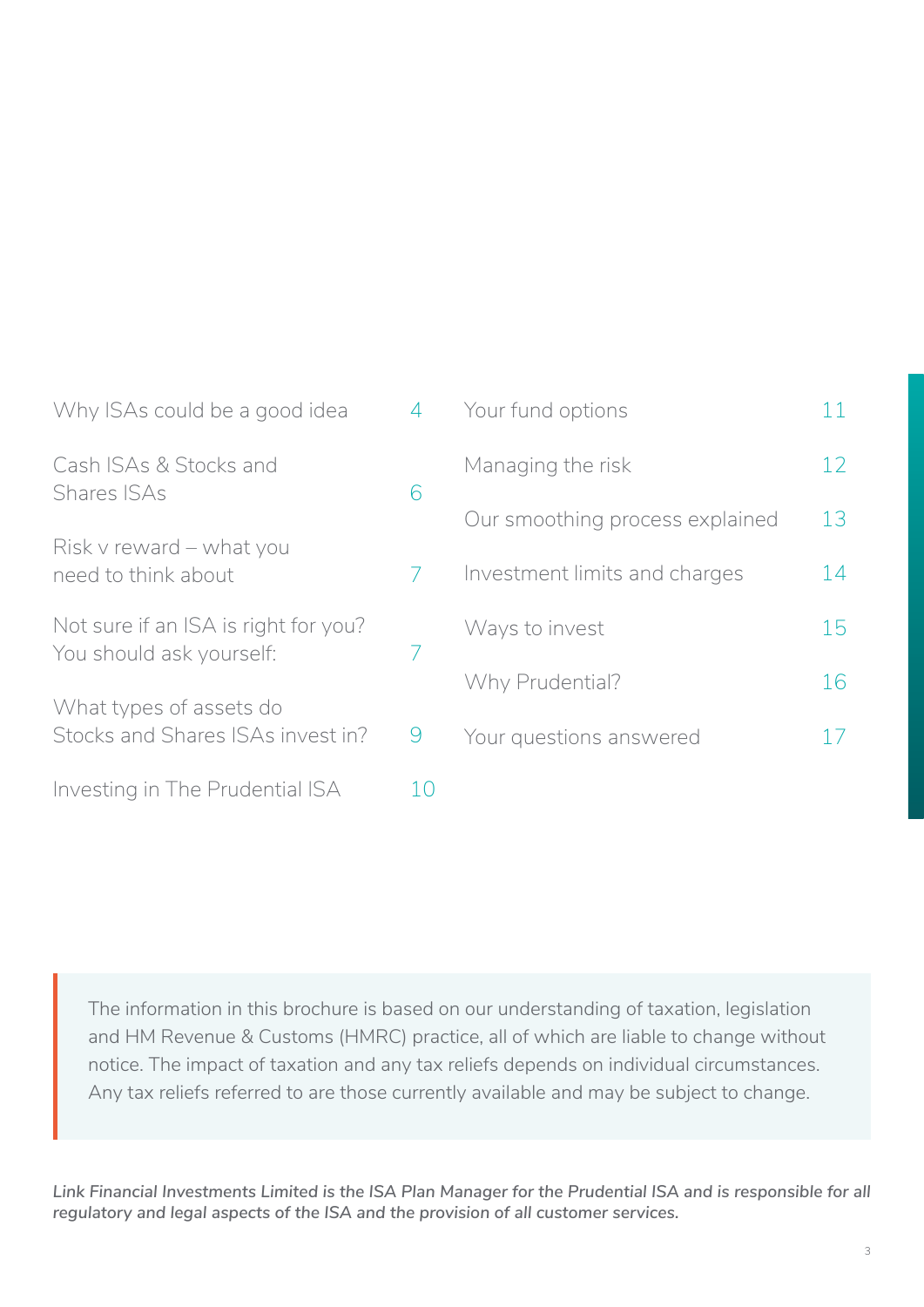| | |
|---|---|
| Why ISAs could be a good idea | 4 |
| Cash ISAs & Stocks and Shares ISAs | 6 |
| Risk v reward – what you need to think about | 7 |
| Not sure if an ISA is right for you? You should ask yourself: | 7 |
| What types of assets do Stocks and Shares ISAs invest in? | 9 |
| Investing in The Prudential ISA | 10 |
| Your fund options | 11 |
| Managing the risk | 12 |
| Our smoothing process explained | 13 |
| Investment limits and charges | 14 |
| Ways to invest | 15 |
| Why Prudential? | 16 |
| Your questions answered | 17 |

> The information in this brochure is based on our understanding of taxation, legislation and HM Revenue & Customs (HMRC) practice, all of which are liable to change without notice. The impact of taxation and any tax reliefs depends on individual circumstances. Any tax reliefs referred to are those currently available and may be subject to change.

***Link Financial Investments Limited is the ISA Plan Manager for the Prudential ISA and is responsible for all regulatory and legal aspects of the ISA and the provision of all customer services.***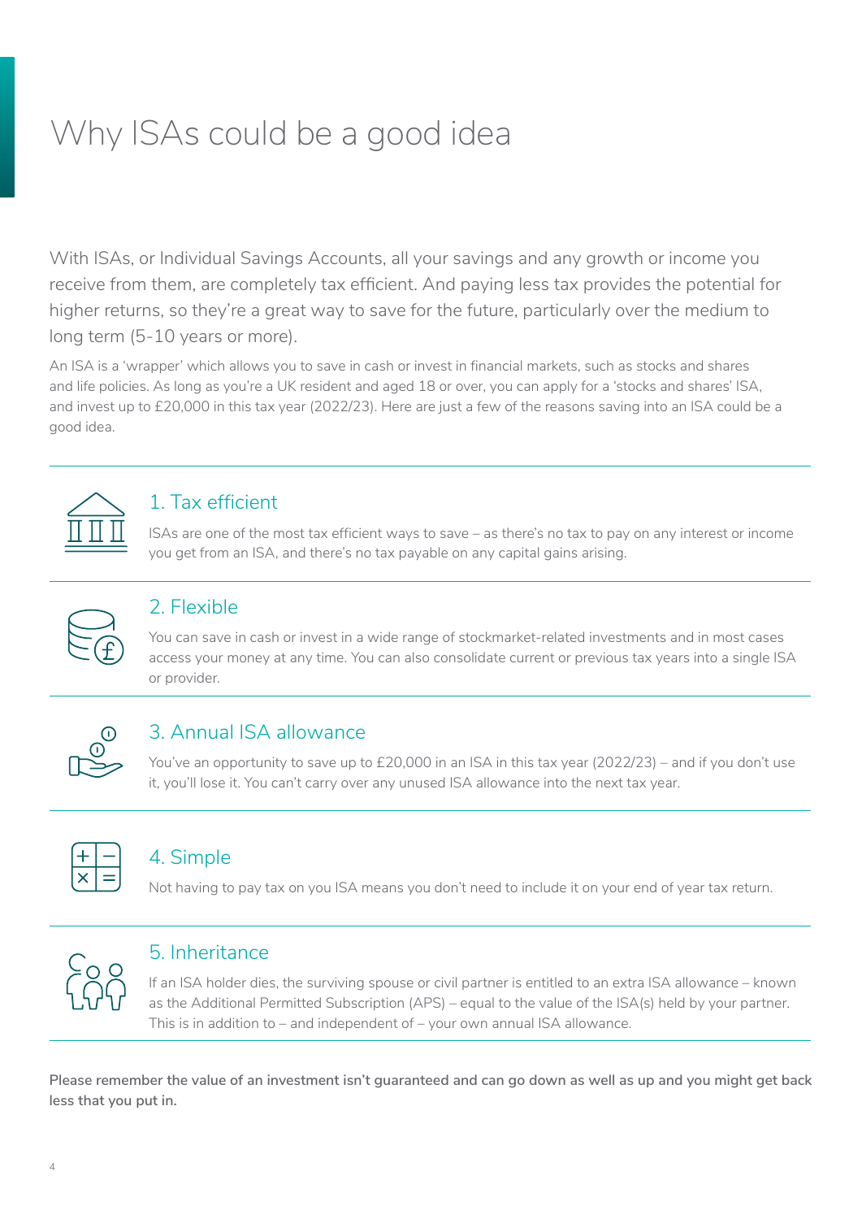# Why ISAs could be a good idea

With ISAs, or Individual Savings Accounts, all your savings and any growth or income you receive from them, are completely tax efficient. And paying less tax provides the potential for higher returns, so they're a great way to save for the future, particularly over the medium to long term (5-10 years or more).

An ISA is a 'wrapper' which allows you to save in cash or invest in financial markets, such as stocks and shares and life policies. As long as you're a UK resident and aged 18 or over, you can apply for a 'stocks and shares' ISA, and invest up to £20,000 in this tax year (2022/23). Here are just a few of the reasons saving into an ISA could be a good idea.

## 1. Tax efficient

ISAs are one of the most tax efficient ways to save – as there's no tax to pay on any interest or income you get from an ISA, and there's no tax payable on any capital gains arising.

## 2. Flexible

You can save in cash or invest in a wide range of stockmarket-related investments and in most cases access your money at any time. You can also consolidate current or previous tax years into a single ISA or provider.

## 3. Annual ISA allowance

You've an opportunity to save up to £20,000 in an ISA in this tax year (2022/23) – and if you don't use it, you'll lose it. You can't carry over any unused ISA allowance into the next tax year.

## 4. Simple

Not having to pay tax on you ISA means you don't need to include it on your end of year tax return.

## 5. Inheritance

If an ISA holder dies, the surviving spouse or civil partner is entitled to an extra ISA allowance – known as the Additional Permitted Subscription (APS) – equal to the value of the ISA(s) held by your partner. This is in addition to – and independent of – your own annual ISA allowance.

**Please remember the value of an investment isn't guaranteed and can go down as well as up and you might get back less that you put in.**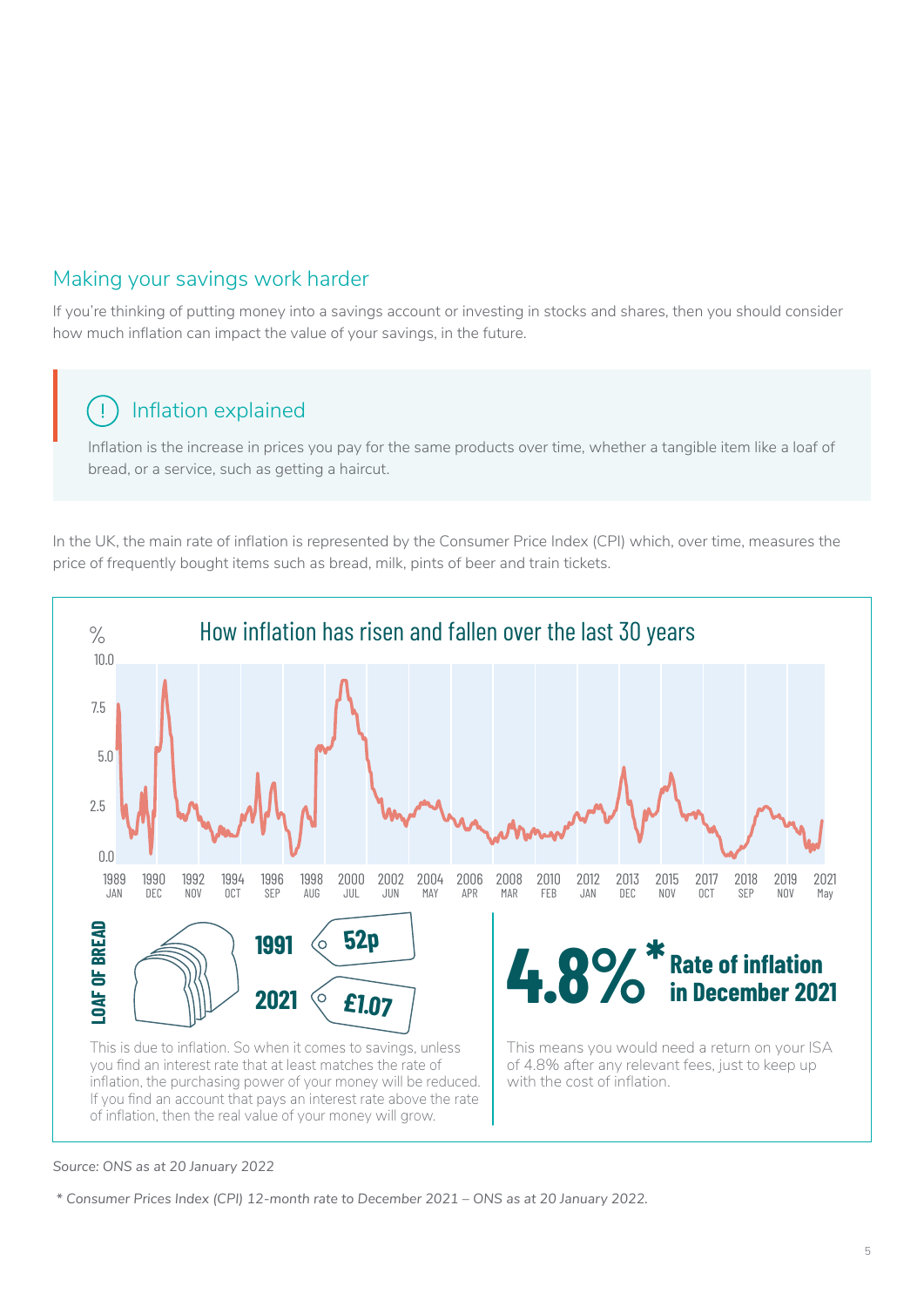## Making your savings work harder

If you're thinking of putting money into a savings account or investing in stocks and shares, then you should consider how much inflation can impact the value of your savings, in the future.

### Inflation explained

Inflation is the increase in prices you pay for the same products over time, whether a tangible item like a loaf of bread, or a service, such as getting a haircut.

In the UK, the main rate of inflation is represented by the Consumer Price Index (CPI) which, over time, measures the price of frequently bought items such as bread, milk, pints of beer and train tickets.

### How inflation has risen and fallen over the last 30 years

%

10.0
7.5
5.0
2.5
0.0

1989 JAN | 1990 DEC | 1992 NOV | 1994 OCT | 1996 SEP | 1998 AUG | 2000 JUL | 2002 JUN | 2004 MAY | 2006 APR | 2008 MAR | 2010 FEB | 2012 JAN | 2013 DEC | 2015 NOV | 2017 OCT | 2018 SEP | 2019 NOV | 2021 May

**LOAF OF BREAD**

**1991** 52p

**2021** £1.07

This is due to inflation. So when it comes to savings, unless you find an interest rate that at least matches the rate of inflation, the purchasing power of your money will be reduced. If you find an account that pays an interest rate above the rate of inflation, then the real value of your money will grow.

**4.8%*** **Rate of inflation in December 2021**

This means you would need a return on your ISA of 4.8% after any relevant fees, just to keep up with the cost of inflation.

*Source: ONS as at 20 January 2022*

*\* Consumer Prices Index (CPI) 12-month rate to December 2021 – ONS as at 20 January 2022.*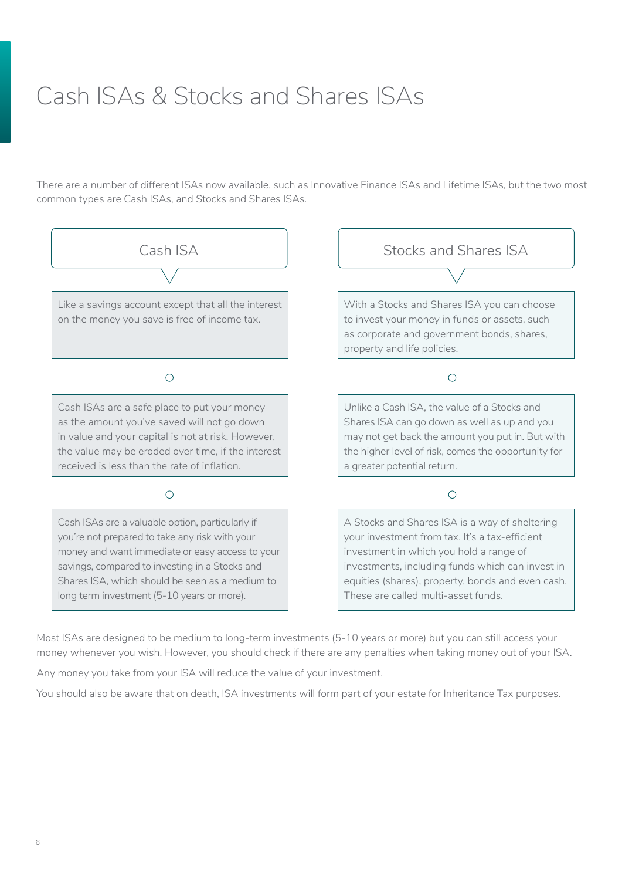# Cash ISAs & Stocks and Shares ISAs

There are a number of different ISAs now available, such as Innovative Finance ISAs and Lifetime ISAs, but the two most common types are Cash ISAs, and Stocks and Shares ISAs.

## Cash ISA

Like a savings account except that all the interest on the money you save is free of income tax.

Cash ISAs are a safe place to put your money as the amount you've saved will not go down in value and your capital is not at risk. However, the value may be eroded over time, if the interest received is less than the rate of inflation.

Cash ISAs are a valuable option, particularly if you're not prepared to take any risk with your money and want immediate or easy access to your savings, compared to investing in a Stocks and Shares ISA, which should be seen as a medium to long term investment (5-10 years or more).

## Stocks and Shares ISA

With a Stocks and Shares ISA you can choose to invest your money in funds or assets, such as corporate and government bonds, shares, property and life policies.

Unlike a Cash ISA, the value of a Stocks and Shares ISA can go down as well as up and you may not get back the amount you put in. But with the higher level of risk, comes the opportunity for a greater potential return.

A Stocks and Shares ISA is a way of sheltering your investment from tax. It's a tax-efficient investment in which you hold a range of investments, including funds which can invest in equities (shares), property, bonds and even cash. These are called multi-asset funds.

Most ISAs are designed to be medium to long-term investments (5-10 years or more) but you can still access your money whenever you wish. However, you should check if there are any penalties when taking money out of your ISA.

Any money you take from your ISA will reduce the value of your investment.

You should also be aware that on death, ISA investments will form part of your estate for Inheritance Tax purposes.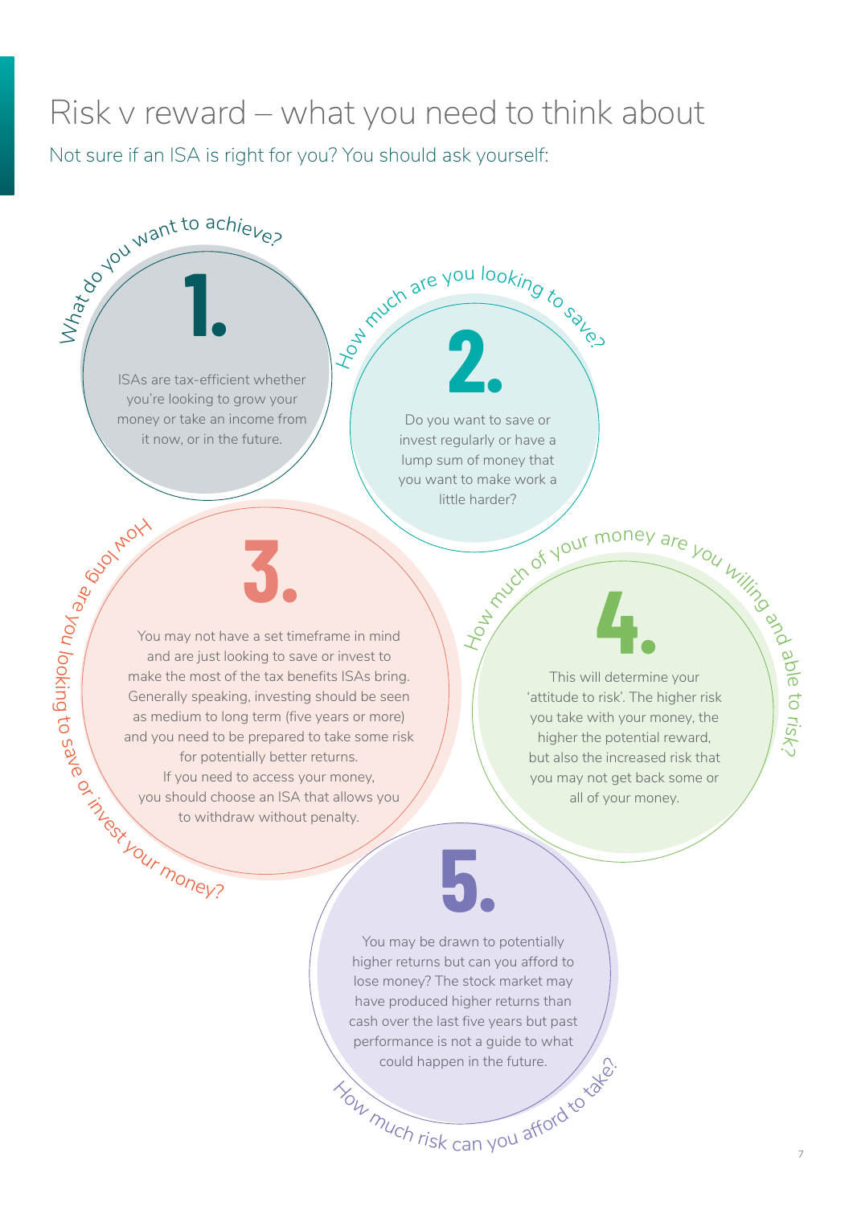# Risk v reward – what you need to think about

Not sure if an ISA is right for you? You should ask yourself:

## 1. What do you want to achieve?

ISAs are tax-efficient whether you're looking to grow your money or take an income from it now, or in the future.

## 2. How much are you looking to save?

Do you want to save or invest regularly or have a lump sum of money that you want to make work a little harder?

## 3. How long are you looking to save or invest your money?

You may not have a set timeframe in mind and are just looking to save or invest to make the most of the tax benefits ISAs bring. Generally speaking, investing should be seen as medium to long term (five years or more) and you need to be prepared to take some risk for potentially better returns.

If you need to access your money, you should choose an ISA that allows you to withdraw without penalty.

## 4. How much of your money are you willing and able to risk?

This will determine your 'attitude to risk'. The higher risk you take with your money, the higher the potential reward, but also the increased risk that you may not get back some or all of your money.

## 5. How much risk can you afford to take?

You may be drawn to potentially higher returns but can you afford to lose money? The stock market may have produced higher returns than cash over the last five years but past performance is not a guide to what could happen in the future.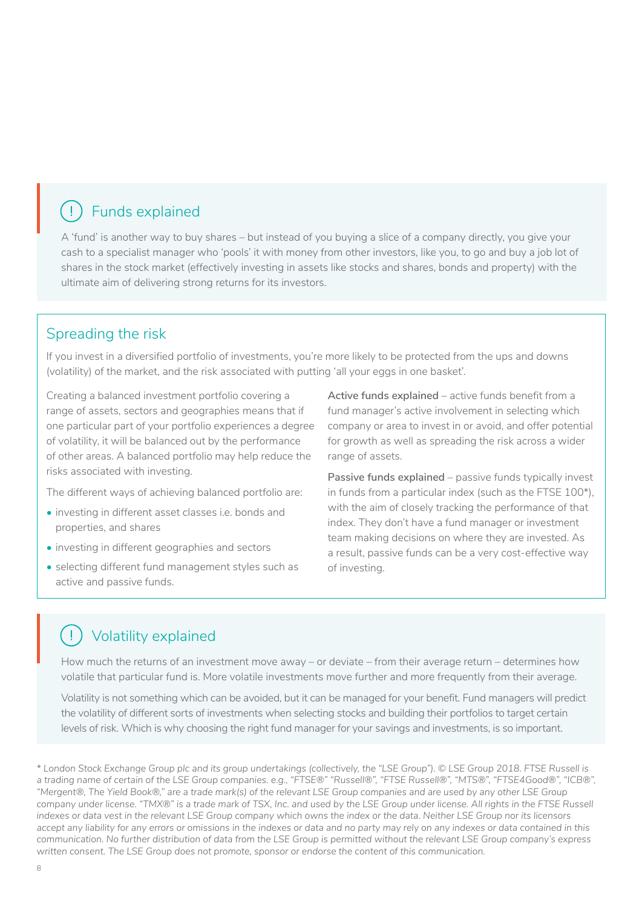## Funds explained

A 'fund' is another way to buy shares – but instead of you buying a slice of a company directly, you give your cash to a specialist manager who 'pools' it with money from other investors, like you, to go and buy a job lot of shares in the stock market (effectively investing in assets like stocks and shares, bonds and property) with the ultimate aim of delivering strong returns for its investors.

## Spreading the risk

If you invest in a diversified portfolio of investments, you're more likely to be protected from the ups and downs (volatility) of the market, and the risk associated with putting 'all your eggs in one basket'.

Creating a balanced investment portfolio covering a range of assets, sectors and geographies means that if one particular part of your portfolio experiences a degree of volatility, it will be balanced out by the performance of other areas. A balanced portfolio may help reduce the risks associated with investing.

The different ways of achieving balanced portfolio are:

- investing in different asset classes i.e. bonds and properties, and shares
- investing in different geographies and sectors
- selecting different fund management styles such as active and passive funds.

**Active funds explained** – active funds benefit from a fund manager's active involvement in selecting which company or area to invest in or avoid, and offer potential for growth as well as spreading the risk across a wider range of assets.

**Passive funds explained** – passive funds typically invest in funds from a particular index (such as the FTSE 100*), with the aim of closely tracking the performance of that index. They don't have a fund manager or investment team making decisions on where they are invested. As a result, passive funds can be a very cost-effective way of investing.

## Volatility explained

How much the returns of an investment move away – or deviate – from their average return – determines how volatile that particular fund is. More volatile investments move further and more frequently from their average.

Volatility is not something which can be avoided, but it can be managed for your benefit. Fund managers will predict the volatility of different sorts of investments when selecting stocks and building their portfolios to target certain levels of risk. Which is why choosing the right fund manager for your savings and investments, is so important.

*\* London Stock Exchange Group plc and its group undertakings (collectively, the "LSE Group"). © LSE Group 2018. FTSE Russell is a trading name of certain of the LSE Group companies. e.g., "FTSE®" "Russell®", "FTSE Russell®", "MTS®", "FTSE4Good®", "ICB®", "Mergent®, The Yield Book®," are a trade mark(s) of the relevant LSE Group companies and are used by any other LSE Group company under license. "TMX®" is a trade mark of TSX, Inc. and used by the LSE Group under license. All rights in the FTSE Russell indexes or data vest in the relevant LSE Group company which owns the index or the data. Neither LSE Group nor its licensors accept any liability for any errors or omissions in the indexes or data and no party may rely on any indexes or data contained in this communication. No further distribution of data from the LSE Group is permitted without the relevant LSE Group company's express written consent. The LSE Group does not promote, sponsor or endorse the content of this communication.*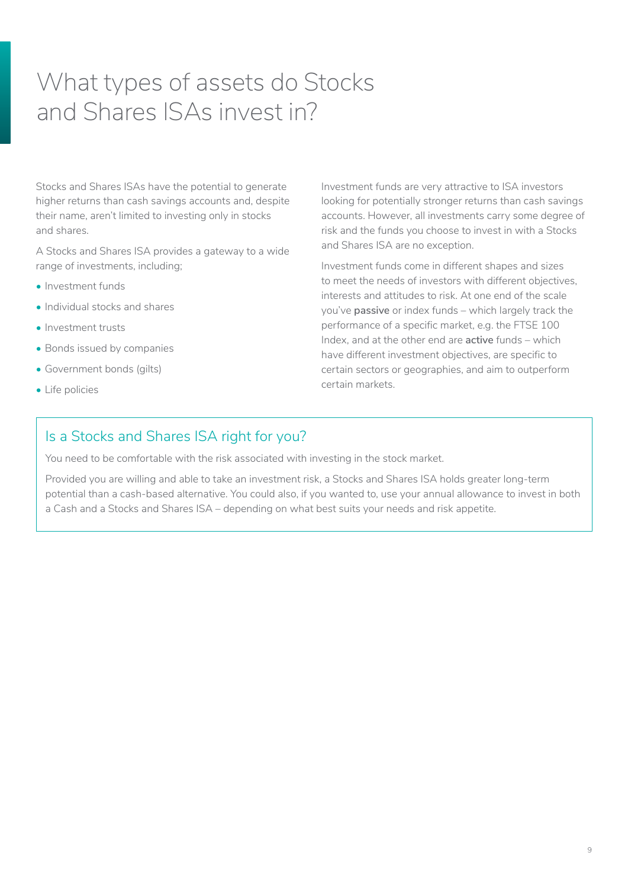# What types of assets do Stocks and Shares ISAs invest in?

Stocks and Shares ISAs have the potential to generate higher returns than cash savings accounts and, despite their name, aren't limited to investing only in stocks and shares.

A Stocks and Shares ISA provides a gateway to a wide range of investments, including;

- Investment funds
- Individual stocks and shares
- Investment trusts
- Bonds issued by companies
- Government bonds (gilts)
- Life policies

Investment funds are very attractive to ISA investors looking for potentially stronger returns than cash savings accounts. However, all investments carry some degree of risk and the funds you choose to invest in with a Stocks and Shares ISA are no exception.

Investment funds come in different shapes and sizes to meet the needs of investors with different objectives, interests and attitudes to risk. At one end of the scale you've **passive** or index funds – which largely track the performance of a specific market, e.g. the FTSE 100 Index, and at the other end are **active** funds – which have different investment objectives, are specific to certain sectors or geographies, and aim to outperform certain markets.

## Is a Stocks and Shares ISA right for you?

You need to be comfortable with the risk associated with investing in the stock market.

Provided you are willing and able to take an investment risk, a Stocks and Shares ISA holds greater long-term potential than a cash-based alternative. You could also, if you wanted to, use your annual allowance to invest in both a Cash and a Stocks and Shares ISA – depending on what best suits your needs and risk appetite.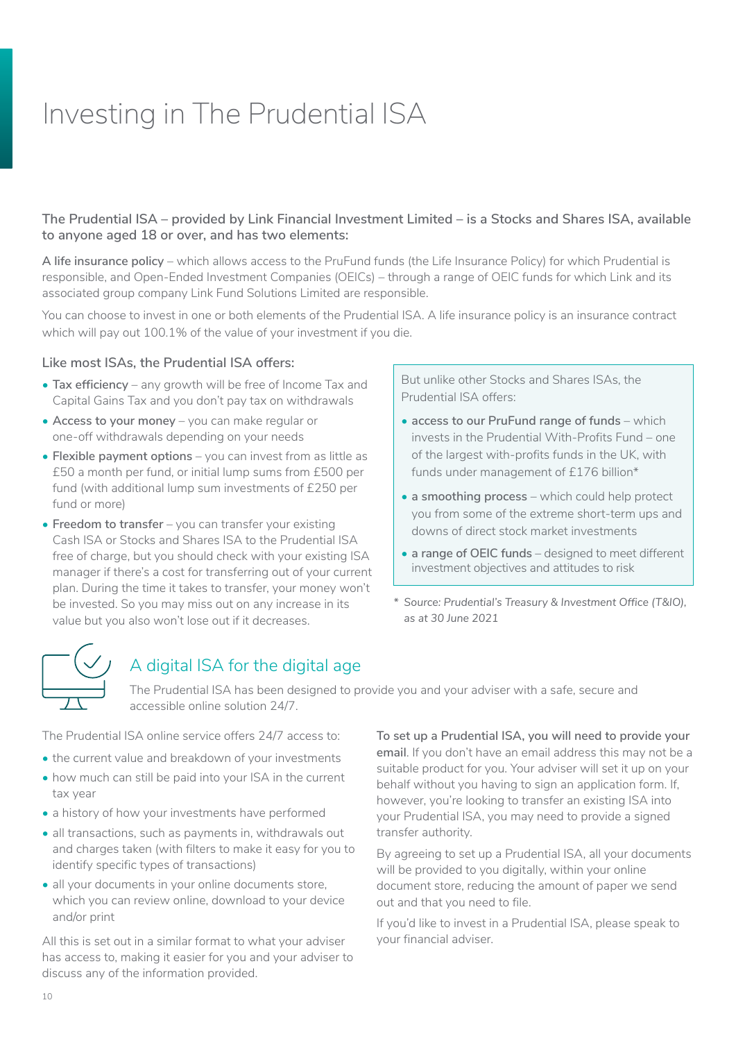# Investing in The Prudential ISA

**The Prudential ISA – provided by Link Financial Investment Limited – is a Stocks and Shares ISA, available to anyone aged 18 or over, and has two elements:**

**A life insurance policy** – which allows access to the PruFund funds (the Life Insurance Policy) for which Prudential is responsible, and Open-Ended Investment Companies (OEICs) – through a range of OEIC funds for which Link and its associated group company Link Fund Solutions Limited are responsible.

You can choose to invest in one or both elements of the Prudential ISA. A life insurance policy is an insurance contract which will pay out 100.1% of the value of your investment if you die.

### Like most ISAs, the Prudential ISA offers:

- **Tax efficiency** – any growth will be free of Income Tax and Capital Gains Tax and you don't pay tax on withdrawals
- **Access to your money** – you can make regular or one-off withdrawals depending on your needs
- **Flexible payment options** – you can invest from as little as £50 a month per fund, or initial lump sums from £500 per fund (with additional lump sum investments of £250 per fund or more)
- **Freedom to transfer** – you can transfer your existing Cash ISA or Stocks and Shares ISA to the Prudential ISA free of charge, but you should check with your existing ISA manager if there's a cost for transferring out of your current plan. During the time it takes to transfer, your money won't be invested. So you may miss out on any increase in its value but you also won't lose out if it decreases.

But unlike other Stocks and Shares ISAs, the Prudential ISA offers:

- **access to our PruFund range of funds** – which invests in the Prudential With-Profits Fund – one of the largest with-profits funds in the UK, with funds under management of £176 billion*
- **a smoothing process** – which could help protect you from some of the extreme short-term ups and downs of direct stock market investments
- **a range of OEIC funds** – designed to meet different investment objectives and attitudes to risk

\* *Source: Prudential's Treasury & Investment Office (T&IO), as at 30 June 2021*

## A digital ISA for the digital age

The Prudential ISA has been designed to provide you and your adviser with a safe, secure and accessible online solution 24/7.

The Prudential ISA online service offers 24/7 access to:

- the current value and breakdown of your investments
- how much can still be paid into your ISA in the current tax year
- a history of how your investments have performed
- all transactions, such as payments in, withdrawals out and charges taken (with filters to make it easy for you to identify specific types of transactions)
- all your documents in your online documents store, which you can review online, download to your device and/or print

All this is set out in a similar format to what your adviser has access to, making it easier for you and your adviser to discuss any of the information provided.

**To set up a Prudential ISA, you will need to provide your email**. If you don't have an email address this may not be a suitable product for you. Your adviser will set it up on your behalf without you having to sign an application form. If, however, you're looking to transfer an existing ISA into your Prudential ISA, you may need to provide a signed transfer authority.

By agreeing to set up a Prudential ISA, all your documents will be provided to you digitally, within your online document store, reducing the amount of paper we send out and that you need to file.

If you'd like to invest in a Prudential ISA, please speak to your financial adviser.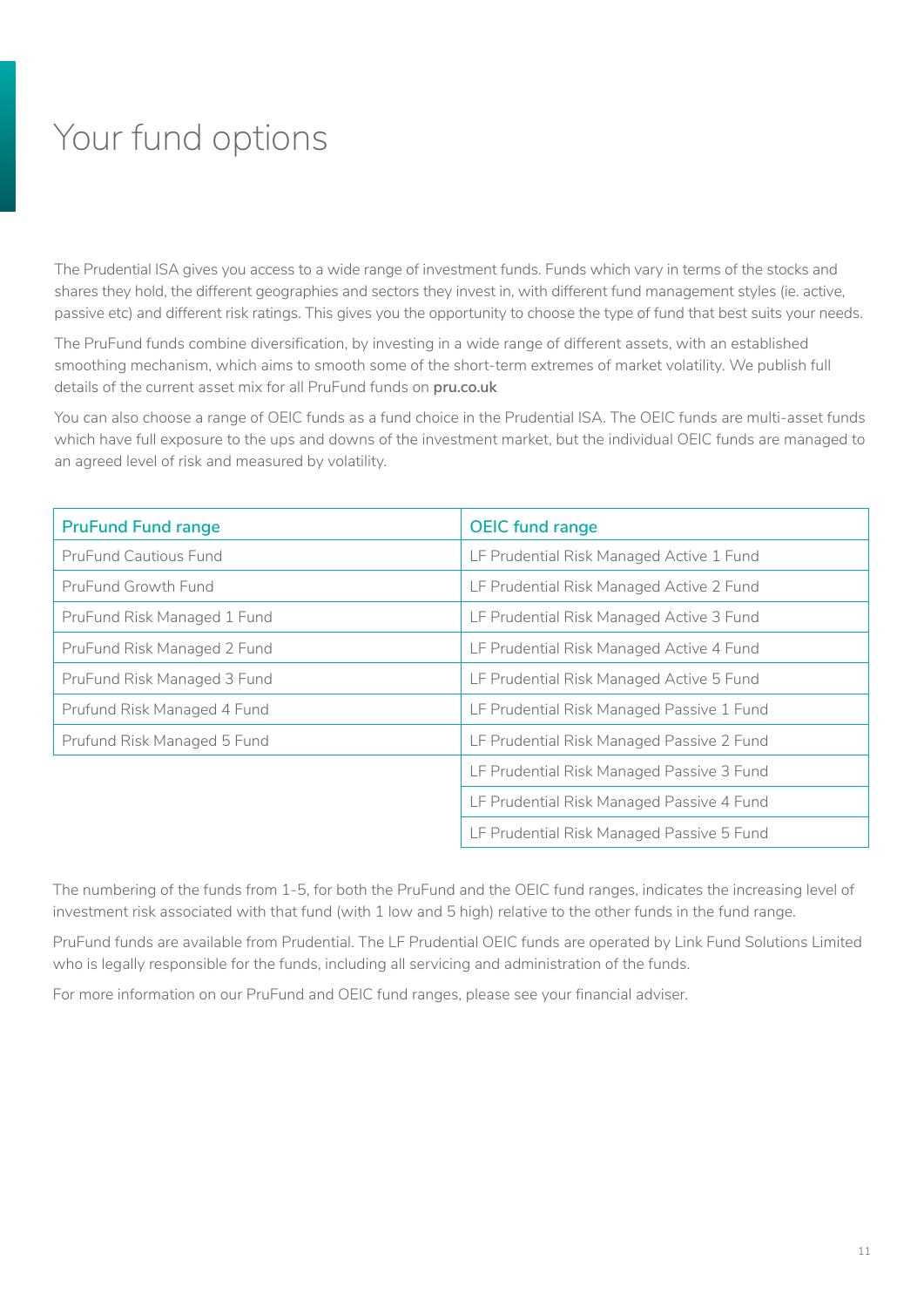# Your fund options

The Prudential ISA gives you access to a wide range of investment funds. Funds which vary in terms of the stocks and shares they hold, the different geographies and sectors they invest in, with different fund management styles (ie. active, passive etc) and different risk ratings. This gives you the opportunity to choose the type of fund that best suits your needs.

The PruFund funds combine diversification, by investing in a wide range of different assets, with an established smoothing mechanism, which aims to smooth some of the short-term extremes of market volatility. We publish full details of the current asset mix for all PruFund funds on **pru.co.uk**

You can also choose a range of OEIC funds as a fund choice in the Prudential ISA. The OEIC funds are multi-asset funds which have full exposure to the ups and downs of the investment market, but the individual OEIC funds are managed to an agreed level of risk and measured by volatility.

| PruFund Fund range | OEIC fund range |
|---|---|
| PruFund Cautious Fund | LF Prudential Risk Managed Active 1 Fund |
| PruFund Growth Fund | LF Prudential Risk Managed Active 2 Fund |
| PruFund Risk Managed 1 Fund | LF Prudential Risk Managed Active 3 Fund |
| PruFund Risk Managed 2 Fund | LF Prudential Risk Managed Active 4 Fund |
| PruFund Risk Managed 3 Fund | LF Prudential Risk Managed Active 5 Fund |
| Prufund Risk Managed 4 Fund | LF Prudential Risk Managed Passive 1 Fund |
| Prufund Risk Managed 5 Fund | LF Prudential Risk Managed Passive 2 Fund |
| | LF Prudential Risk Managed Passive 3 Fund |
| | LF Prudential Risk Managed Passive 4 Fund |
| | LF Prudential Risk Managed Passive 5 Fund |

The numbering of the funds from 1-5, for both the PruFund and the OEIC fund ranges, indicates the increasing level of investment risk associated with that fund (with 1 low and 5 high) relative to the other funds in the fund range.

PruFund funds are available from Prudential. The LF Prudential OEIC funds are operated by Link Fund Solutions Limited who is legally responsible for the funds, including all servicing and administration of the funds.

For more information on our PruFund and OEIC fund ranges, please see your financial adviser.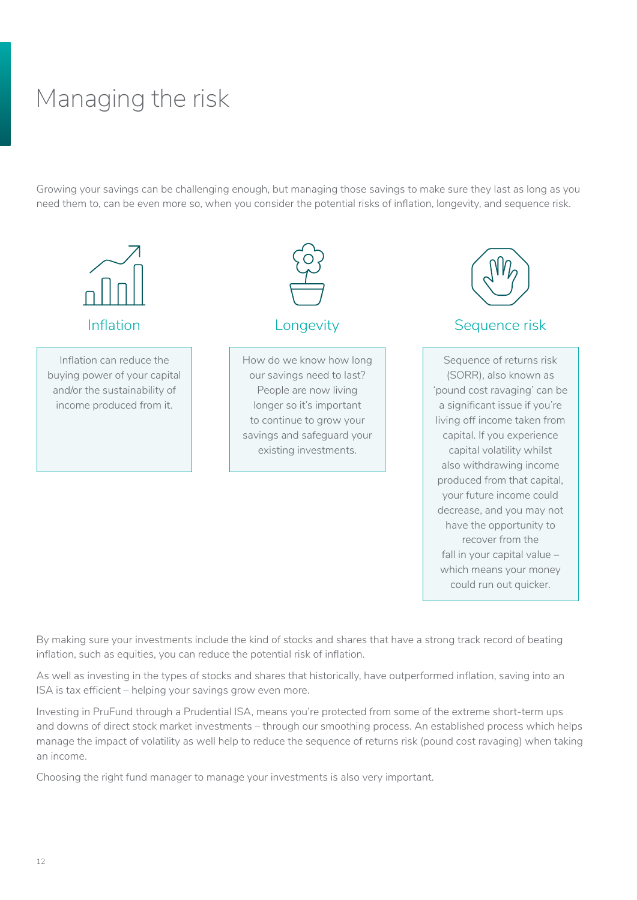# Managing the risk

Growing your savings can be challenging enough, but managing those savings to make sure they last as long as you need them to, can be even more so, when you consider the potential risks of inflation, longevity, and sequence risk.

### Inflation

Inflation can reduce the buying power of your capital and/or the sustainability of income produced from it.

### Longevity

How do we know how long our savings need to last? People are now living longer so it's important to continue to grow your savings and safeguard your existing investments.

### Sequence risk

Sequence of returns risk (SORR), also known as 'pound cost ravaging' can be a significant issue if you're living off income taken from capital. If you experience capital volatility whilst also withdrawing income produced from that capital, your future income could decrease, and you may not have the opportunity to recover from the fall in your capital value – which means your money could run out quicker.

By making sure your investments include the kind of stocks and shares that have a strong track record of beating inflation, such as equities, you can reduce the potential risk of inflation.

As well as investing in the types of stocks and shares that historically, have outperformed inflation, saving into an ISA is tax efficient – helping your savings grow even more.

Investing in PruFund through a Prudential ISA, means you're protected from some of the extreme short-term ups and downs of direct stock market investments – through our smoothing process. An established process which helps manage the impact of volatility as well help to reduce the sequence of returns risk (pound cost ravaging) when taking an income.

Choosing the right fund manager to manage your investments is also very important.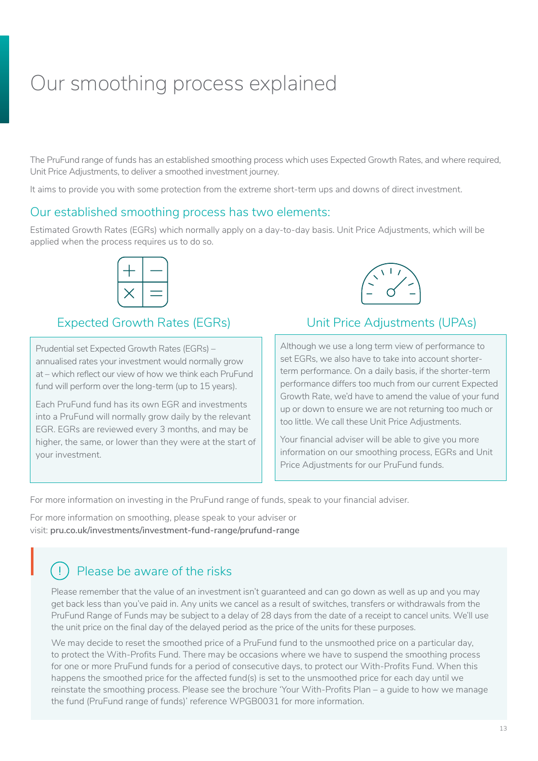# Our smoothing process explained

The PruFund range of funds has an established smoothing process which uses Expected Growth Rates, and where required, Unit Price Adjustments, to deliver a smoothed investment journey.

It aims to provide you with some protection from the extreme short-term ups and downs of direct investment.

## Our established smoothing process has two elements:

Estimated Growth Rates (EGRs) which normally apply on a day-to-day basis. Unit Price Adjustments, which will be applied when the process requires us to do so.

### Expected Growth Rates (EGRs)

Prudential set Expected Growth Rates (EGRs) – annualised rates your investment would normally grow at – which reflect our view of how we think each PruFund fund will perform over the long-term (up to 15 years).

Each PruFund fund has its own EGR and investments into a PruFund will normally grow daily by the relevant EGR. EGRs are reviewed every 3 months, and may be higher, the same, or lower than they were at the start of your investment.

### Unit Price Adjustments (UPAs)

Although we use a long term view of performance to set EGRs, we also have to take into account shorter-term performance. On a daily basis, if the shorter-term performance differs too much from our current Expected Growth Rate, we'd have to amend the value of your fund up or down to ensure we are not returning too much or too little. We call these Unit Price Adjustments.

Your financial adviser will be able to give you more information on our smoothing process, EGRs and Unit Price Adjustments for our PruFund funds.

For more information on investing in the PruFund range of funds, speak to your financial adviser.

For more information on smoothing, please speak to your adviser or visit: **pru.co.uk/investments/investment-fund-range/prufund-range**

## Please be aware of the risks

Please remember that the value of an investment isn't guaranteed and can go down as well as up and you may get back less than you've paid in. Any units we cancel as a result of switches, transfers or withdrawals from the PruFund Range of Funds may be subject to a delay of 28 days from the date of a receipt to cancel units. We'll use the unit price on the final day of the delayed period as the price of the units for these purposes.

We may decide to reset the smoothed price of a PruFund fund to the unsmoothed price on a particular day, to protect the With-Profits Fund. There may be occasions where we have to suspend the smoothing process for one or more PruFund funds for a period of consecutive days, to protect our With-Profits Fund. When this happens the smoothed price for the affected fund(s) is set to the unsmoothed price for each day until we reinstate the smoothing process. Please see the brochure 'Your With-Profits Plan – a guide to how we manage the fund (PruFund range of funds)' reference WPGB0031 for more information.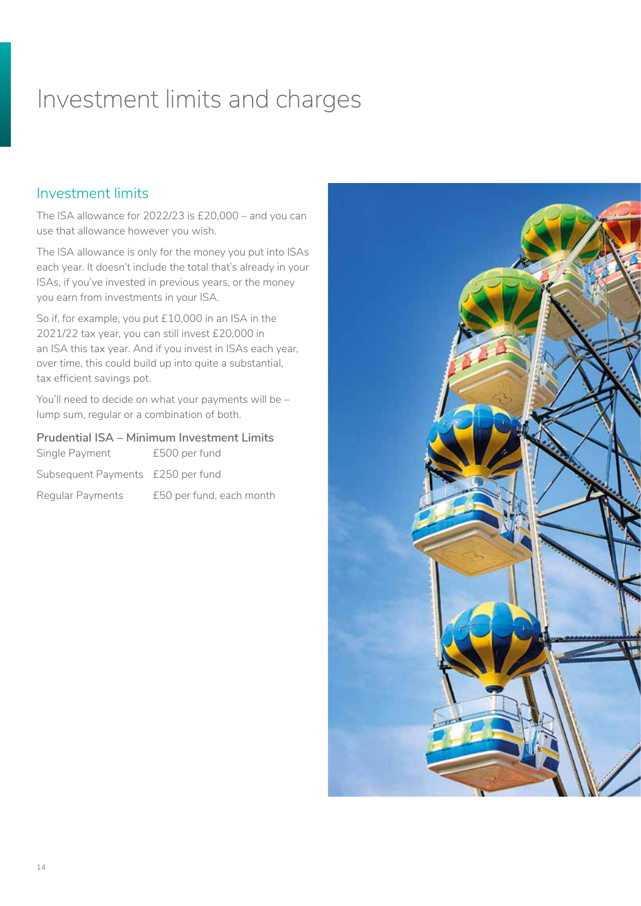# Investment limits and charges

## Investment limits

The ISA allowance for 2022/23 is £20,000 – and you can use that allowance however you wish.

The ISA allowance is only for the money you put into ISAs each year. It doesn't include the total that's already in your ISAs, if you've invested in previous years, or the money you earn from investments in your ISA.

So if, for example, you put £10,000 in an ISA in the 2021/22 tax year, you can still invest £20,000 in an ISA this tax year. And if you invest in ISAs each year, over time, this could build up into quite a substantial, tax efficient savings pot.

You'll need to decide on what your payments will be – lump sum, regular or a combination of both.

**Prudential ISA – Minimum Investment Limits**

| | |
|---|---|
| Single Payment | £500 per fund |
| Subsequent Payments | £250 per fund |
| Regular Payments | £50 per fund, each month |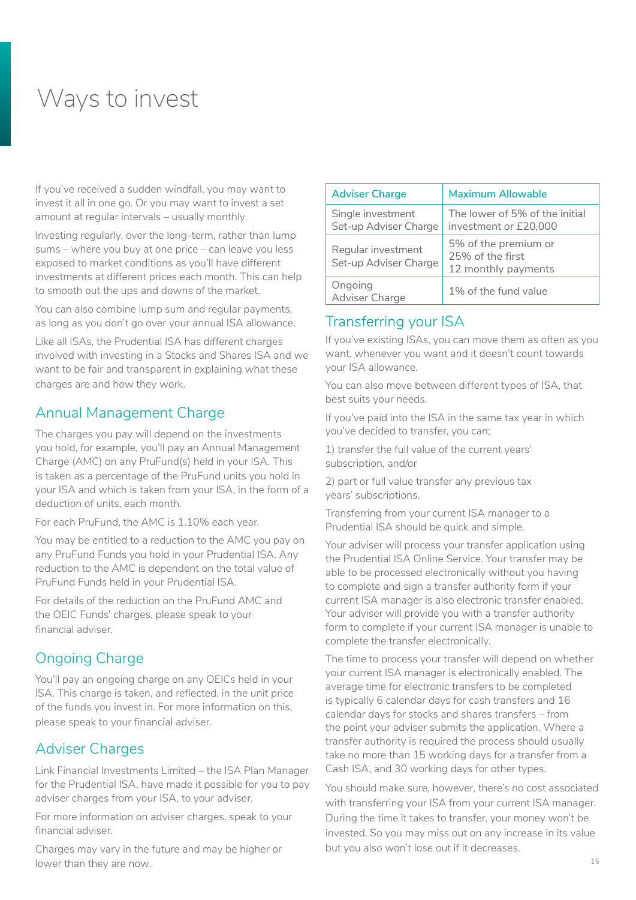# Ways to invest

If you've received a sudden windfall, you may want to invest it all in one go. Or you may want to invest a set amount at regular intervals – usually monthly.

Investing regularly, over the long-term, rather than lump sums – where you buy at one price – can leave you less exposed to market conditions as you'll have different investments at different prices each month. This can help to smooth out the ups and downs of the market.

You can also combine lump sum and regular payments, as long as you don't go over your annual ISA allowance.

Like all ISAs, the Prudential ISA has different charges involved with investing in a Stocks and Shares ISA and we want to be fair and transparent in explaining what these charges are and how they work.

## Annual Management Charge

The charges you pay will depend on the investments you hold, for example, you'll pay an Annual Management Charge (AMC) on any PruFund(s) held in your ISA. This is taken as a percentage of the PruFund units you hold in your ISA and which is taken from your ISA, in the form of a deduction of units, each month.

For each PruFund, the AMC is 1.10% each year.

You may be entitled to a reduction to the AMC you pay on any PruFund Funds you hold in your Prudential ISA. Any reduction to the AMC is dependent on the total value of PruFund Funds held in your Prudential ISA.

For details of the reduction on the PruFund AMC and the OEIC Funds' charges, please speak to your financial adviser.

## Ongoing Charge

You'll pay an ongoing charge on any OEICs held in your ISA. This charge is taken, and reflected, in the unit price of the funds you invest in. For more information on this, please speak to your financial adviser.

## Adviser Charges

Link Financial Investments Limited – the ISA Plan Manager for the Prudential ISA, have made it possible for you to pay adviser charges from your ISA, to your adviser.

For more information on adviser charges, speak to your financial adviser.

Charges may vary in the future and may be higher or lower than they are now.

| Adviser Charge | Maximum Allowable |
|---|---|
| Single investment Set-up Adviser Charge | The lower of 5% of the initial investment or £20,000 |
| Regular investment Set-up Adviser Charge | 5% of the premium or 25% of the first 12 monthly payments |
| Ongoing Adviser Charge | 1% of the fund value |

## Transferring your ISA

If you've existing ISAs, you can move them as often as you want, whenever you want and it doesn't count towards your ISA allowance.

You can also move between different types of ISA, that best suits your needs.

If you've paid into the ISA in the same tax year in which you've decided to transfer, you can;

1) transfer the full value of the current years' subscription, and/or

2) part or full value transfer any previous tax years' subscriptions.

Transferring from your current ISA manager to a Prudential ISA should be quick and simple.

Your adviser will process your transfer application using the Prudential ISA Online Service. Your transfer may be able to be processed electronically without you having to complete and sign a transfer authority form if your current ISA manager is also electronic transfer enabled. Your adviser will provide you with a transfer authority form to complete if your current ISA manager is unable to complete the transfer electronically.

The time to process your transfer will depend on whether your current ISA manager is electronically enabled. The average time for electronic transfers to be completed is typically 6 calendar days for cash transfers and 16 calendar days for stocks and shares transfers – from the point your adviser submits the application. Where a transfer authority is required the process should usually take no more than 15 working days for a transfer from a Cash ISA, and 30 working days for other types.

You should make sure, however, there's no cost associated with transferring your ISA from your current ISA manager. During the time it takes to transfer, your money won't be invested. So you may miss out on any increase in its value but you also won't lose out if it decreases.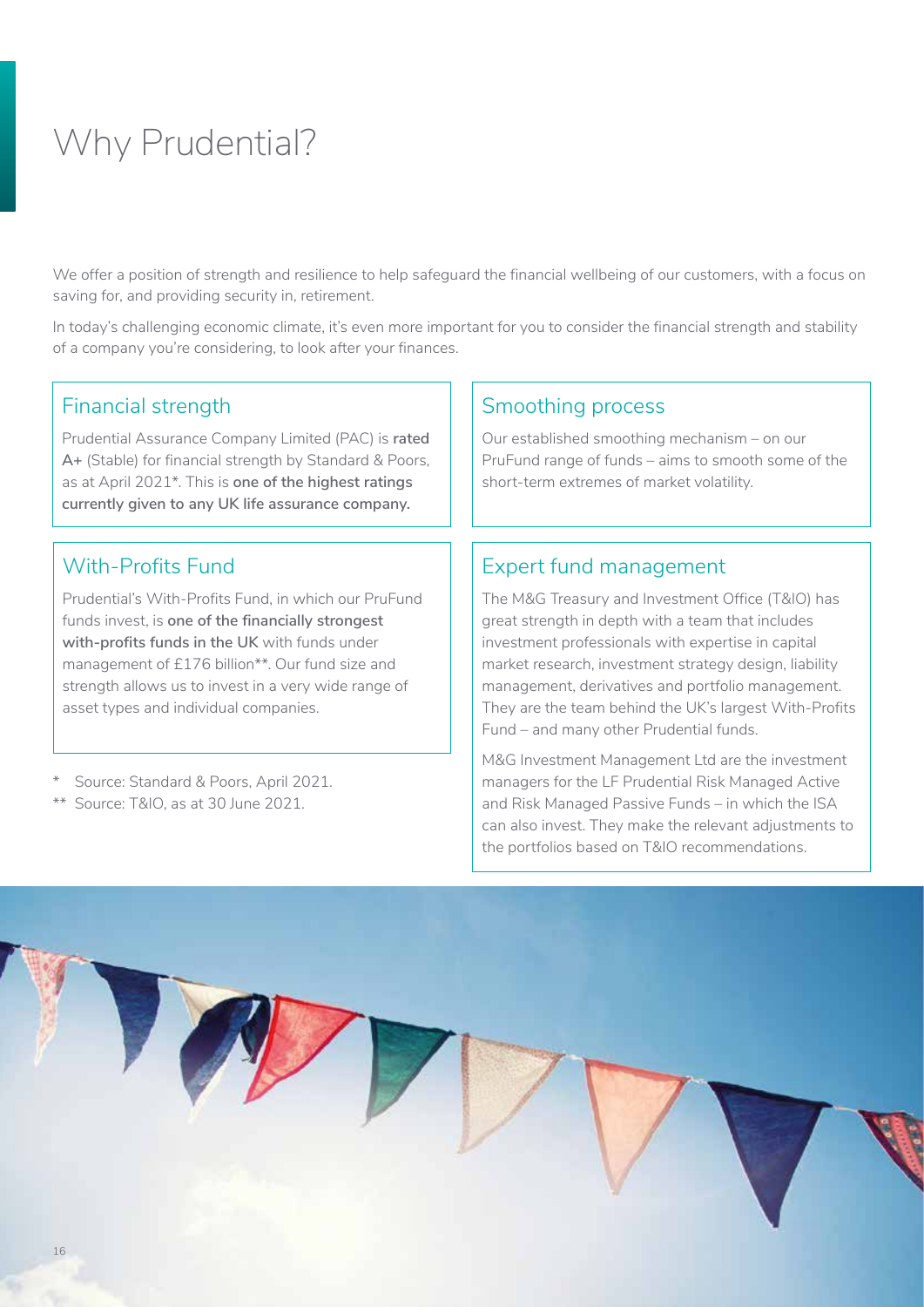# Why Prudential?

We offer a position of strength and resilience to help safeguard the financial wellbeing of our customers, with a focus on saving for, and providing security in, retirement.

In today's challenging economic climate, it's even more important for you to consider the financial strength and stability of a company you're considering, to look after your finances.

## Financial strength

Prudential Assurance Company Limited (PAC) is **rated A+** (Stable) for financial strength by Standard & Poors, as at April 2021*. This is **one of the highest ratings currently given to any UK life assurance company.**

## With-Profits Fund

Prudential's With-Profits Fund, in which our PruFund funds invest, is **one of the financially strongest with-profits funds in the UK** with funds under management of £176 billion**. Our fund size and strength allows us to invest in a very wide range of asset types and individual companies.

\* Source: Standard & Poors, April 2021.

** Source: T&IO, as at 30 June 2021.

## Smoothing process

Our established smoothing mechanism – on our PruFund range of funds – aims to smooth some of the short-term extremes of market volatility.

## Expert fund management

The M&G Treasury and Investment Office (T&IO) has great strength in depth with a team that includes investment professionals with expertise in capital market research, investment strategy design, liability management, derivatives and portfolio management. They are the team behind the UK's largest With-Profits Fund – and many other Prudential funds.

M&G Investment Management Ltd are the investment managers for the LF Prudential Risk Managed Active and Risk Managed Passive Funds – in which the ISA can also invest. They make the relevant adjustments to the portfolios based on T&IO recommendations.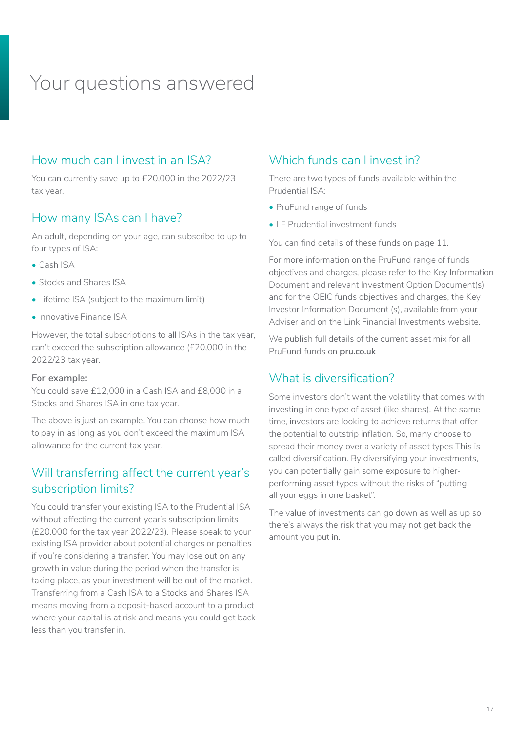# Your questions answered

## How much can I invest in an ISA?

You can currently save up to £20,000 in the 2022/23 tax year.

## How many ISAs can I have?

An adult, depending on your age, can subscribe to up to four types of ISA:

- Cash ISA
- Stocks and Shares ISA
- Lifetime ISA (subject to the maximum limit)
- Innovative Finance ISA

However, the total subscriptions to all ISAs in the tax year, can't exceed the subscription allowance (£20,000 in the 2022/23 tax year.

**For example:**
You could save £12,000 in a Cash ISA and £8,000 in a Stocks and Shares ISA in one tax year.

The above is just an example. You can choose how much to pay in as long as you don't exceed the maximum ISA allowance for the current tax year.

## Will transferring affect the current year's subscription limits?

You could transfer your existing ISA to the Prudential ISA without affecting the current year's subscription limits (£20,000 for the tax year 2022/23). Please speak to your existing ISA provider about potential charges or penalties if you're considering a transfer. You may lose out on any growth in value during the period when the transfer is taking place, as your investment will be out of the market. Transferring from a Cash ISA to a Stocks and Shares ISA means moving from a deposit-based account to a product where your capital is at risk and means you could get back less than you transfer in.

## Which funds can I invest in?

There are two types of funds available within the Prudential ISA:

- PruFund range of funds
- LF Prudential investment funds

You can find details of these funds on page 11.

For more information on the PruFund range of funds objectives and charges, please refer to the Key Information Document and relevant Investment Option Document(s) and for the OEIC funds objectives and charges, the Key Investor Information Document (s), available from your Adviser and on the Link Financial Investments website.

We publish full details of the current asset mix for all PruFund funds on **pru.co.uk**

## What is diversification?

Some investors don't want the volatility that comes with investing in one type of asset (like shares). At the same time, investors are looking to achieve returns that offer the potential to outstrip inflation. So, many choose to spread their money over a variety of asset types This is called diversification. By diversifying your investments, you can potentially gain some exposure to higher-performing asset types without the risks of "putting all your eggs in one basket".

The value of investments can go down as well as up so there's always the risk that you may not get back the amount you put in.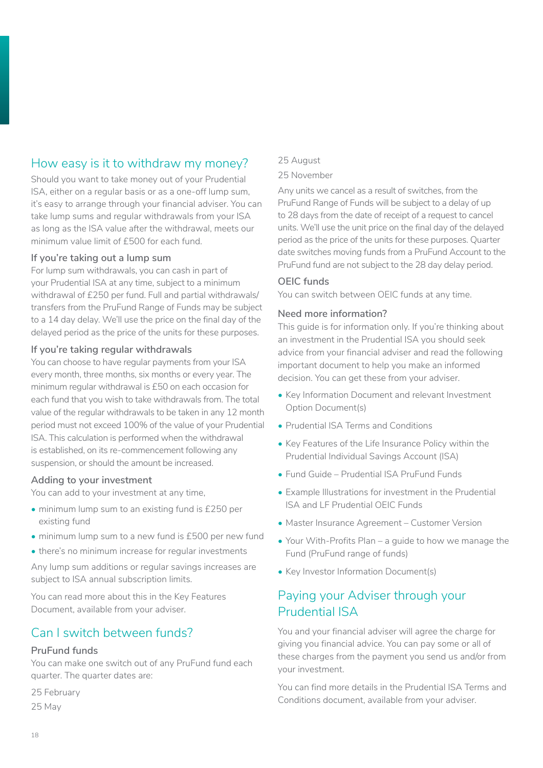## How easy is it to withdraw my money?

Should you want to take money out of your Prudential ISA, either on a regular basis or as a one-off lump sum, it's easy to arrange through your financial adviser. You can take lump sums and regular withdrawals from your ISA as long as the ISA value after the withdrawal, meets our minimum value limit of £500 for each fund.

### If you're taking out a lump sum

For lump sum withdrawals, you can cash in part of your Prudential ISA at any time, subject to a minimum withdrawal of £250 per fund. Full and partial withdrawals/transfers from the PruFund Range of Funds may be subject to a 14 day delay. We'll use the price on the final day of the delayed period as the price of the units for these purposes.

### If you're taking regular withdrawals

You can choose to have regular payments from your ISA every month, three months, six months or every year. The minimum regular withdrawal is £50 on each occasion for each fund that you wish to take withdrawals from. The total value of the regular withdrawals to be taken in any 12 month period must not exceed 100% of the value of your Prudential ISA. This calculation is performed when the withdrawal is established, on its re-commencement following any suspension, or should the amount be increased.

### Adding to your investment

You can add to your investment at any time,

- minimum lump sum to an existing fund is £250 per existing fund
- minimum lump sum to a new fund is £500 per new fund
- there's no minimum increase for regular investments

Any lump sum additions or regular savings increases are subject to ISA annual subscription limits.

You can read more about this in the Key Features Document, available from your adviser.

## Can I switch between funds?

### PruFund funds

You can make one switch out of any PruFund fund each quarter. The quarter dates are:

25 February

25 May

25 August

25 November

Any units we cancel as a result of switches, from the PruFund Range of Funds will be subject to a delay of up to 28 days from the date of receipt of a request to cancel units. We'll use the unit price on the final day of the delayed period as the price of the units for these purposes. Quarter date switches moving funds from a PruFund Account to the PruFund fund are not subject to the 28 day delay period.

### OEIC funds

You can switch between OEIC funds at any time.

### Need more information?

This guide is for information only. If you're thinking about an investment in the Prudential ISA you should seek advice from your financial adviser and read the following important document to help you make an informed decision. You can get these from your adviser.

- Key Information Document and relevant Investment Option Document(s)
- Prudential ISA Terms and Conditions
- Key Features of the Life Insurance Policy within the Prudential Individual Savings Account (ISA)
- Fund Guide – Prudential ISA PruFund Funds
- Example Illustrations for investment in the Prudential ISA and LF Prudential OEIC Funds
- Master Insurance Agreement – Customer Version
- Your With-Profits Plan – a guide to how we manage the Fund (PruFund range of funds)
- Key Investor Information Document(s)

## Paying your Adviser through your Prudential ISA

You and your financial adviser will agree the charge for giving you financial advice. You can pay some or all of these charges from the payment you send us and/or from your investment.

You can find more details in the Prudential ISA Terms and Conditions document, available from your adviser.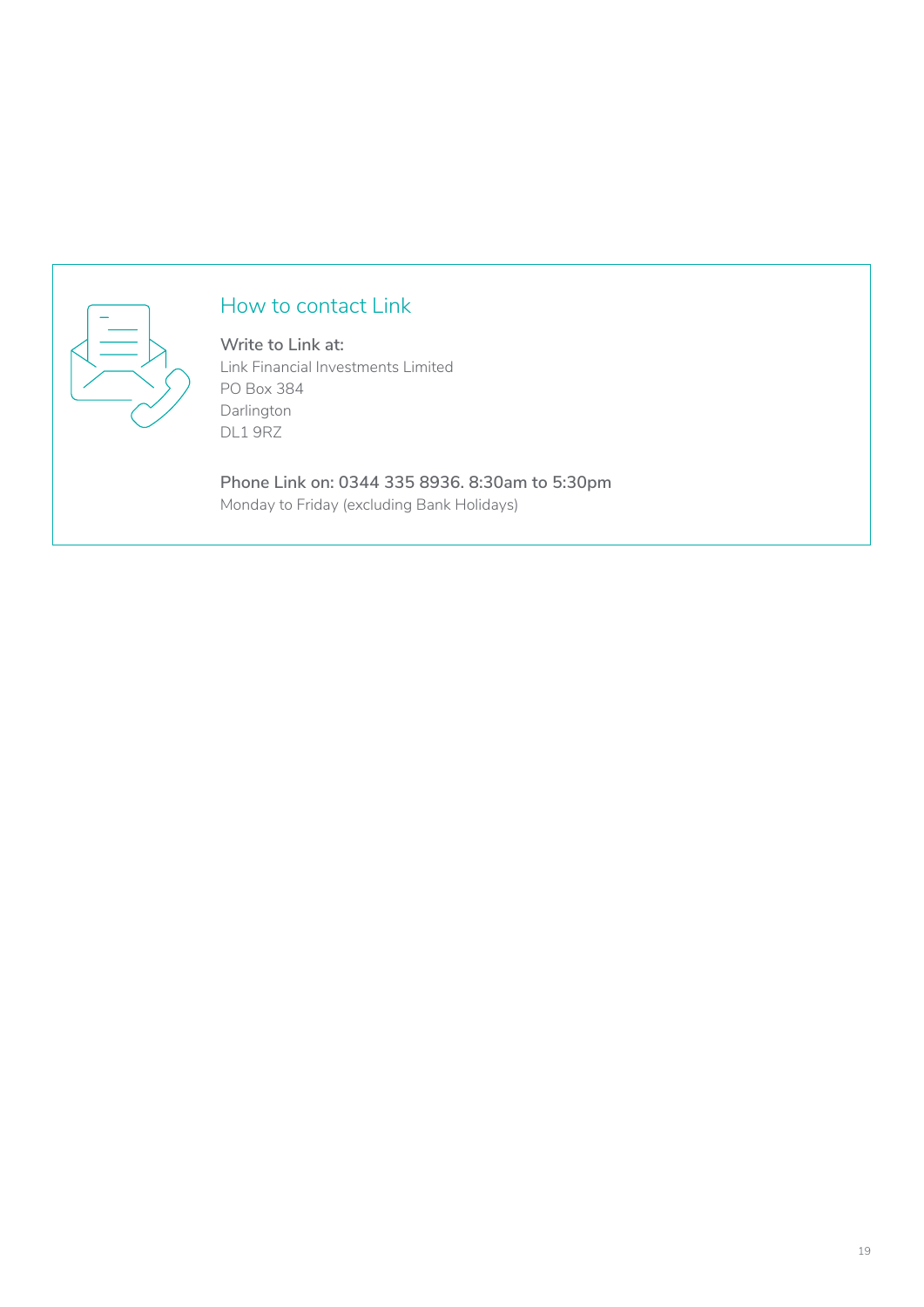## How to contact Link

**Write to Link at:**
Link Financial Investments Limited
PO Box 384
Darlington
DL1 9RZ

**Phone Link on: 0344 335 8936. 8:30am to 5:30pm**
Monday to Friday (excluding Bank Holidays)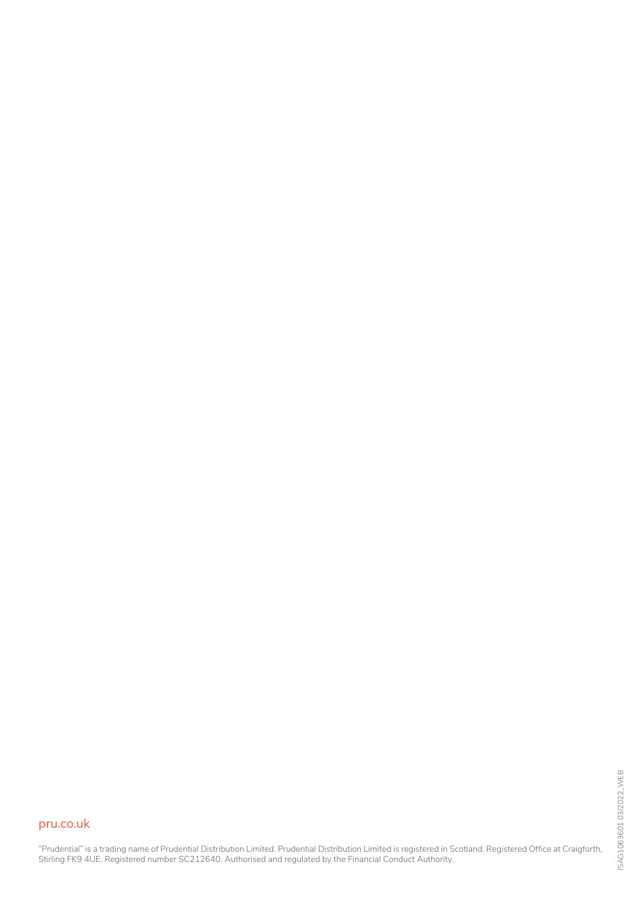pru.co.uk

"Prudential" is a trading name of Prudential Distribution Limited. Prudential Distribution Limited is registered in Scotland. Registered Office at Craigforth, Stirling FK9 4UE. Registered number SC212640. Authorised and regulated by the Financial Conduct Authority.

ISAG1063601 03/2022_WEB